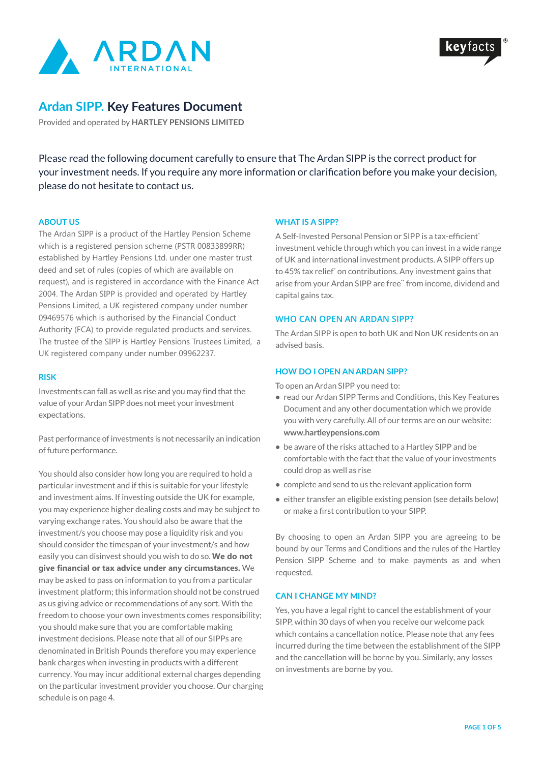# Ardan SIPP. Key Features Document

Provided and operated by **HARTLEY PENSIONS LIMITED**

Please read the following document carefully to ensure that The Ardan SIPP is the correct product for your investment needs. If you require any more information or clarification before you make your decision, please do not hesitate to contact us.

## ABOUT US

The Ardan SIPP is a product of the Hartley Pension Scheme which is a registered pension scheme (PSTR 00833899RR) established by Hartley Pensions Ltd. under one master trust deed and set of rules (copies of which are available on request), and is registered in accordance with the Finance Act 2004. The Ardan SIPP is provided and operated by Hartley Pensions Limited, a UK registered company under number 09469576 which is authorised by the Financial Conduct Authority (FCA) to provide regulated products and services. The trustee of the SIPP is Hartley Pensions Trustees Limited, a UK registered company under number 09962237.

## RISK

Investments can fall as well as rise and you may find that the value of your Ardan SIPP does not meet your investment expectations.

Past performance of investments is not necessarily an indication of future performance.

You should also consider how long you are required to hold a particular investment and if this is suitable for your lifestyle and investment aims. If investing outside the UK for example, you may experience higher dealing costs and may be subject to varying exchange rates. You should also be aware that the investment/s you choose may pose a liquidity risk and you should consider the timespan of your investment/s and how easily you can disinvest should you wish to do so. **We do not give financial or tax advice under any circumstances.** We may be asked to pass on information to you from a particular investment platform; this information should not be construed as us giving advice or recommendations of any sort. With the freedom to choose your own investments comes responsibility; you should make sure that you are comfortable making investment decisions. Please note that all of our SIPPs are denominated in British Pounds therefore you may experience bank charges when investing in products with a different currency. You may incur additional external charges depending on the particular investment provider you choose. Our charging schedule is on page 4.

## WHAT IS A SIPP?

A Self-Invested Personal Pension or SIPP is a tax-efficient* investment vehicle through which you can invest in a wide range of UK and international investment products. A SIPP offers up to 45% tax relief* on contributions. Any investment gains that arise from your Ardan SIPP are free** from income, dividend and capital gains tax.

## WHO CAN OPEN AN ARDAN SIPP?

The Ardan SIPP is open to both UK and Non UK residents on an advised basis.

## HOW DO I OPEN AN ARDAN SIPP?

To open an Ardan SIPP you need to:

- read our Ardan SIPP Terms and Conditions, this Key Features Document and any other documentation which we provide you with very carefully. All of our terms are on our website: **www.hartleypensions.com**
- be aware of the risks attached to a Hartley SIPP and be comfortable with the fact that the value of your investments could drop as well as rise
- complete and send to us the relevant application form
- either transfer an eligible existing pension (see details below) or make a first contribution to your SIPP.

By choosing to open an Ardan SIPP you are agreeing to be bound by our Terms and Conditions and the rules of the Hartley Pension SIPP Scheme and to make payments as and when requested.

## CAN I CHANGE MY MIND?

Yes, you have a legal right to cancel the establishment of your SIPP, within 30 days of when you receive our welcome pack which contains a cancellation notice. Please note that any fees incurred during the time between the establishment of the SIPP and the cancellation will be borne by you. Similarly, any losses on investments are borne by you.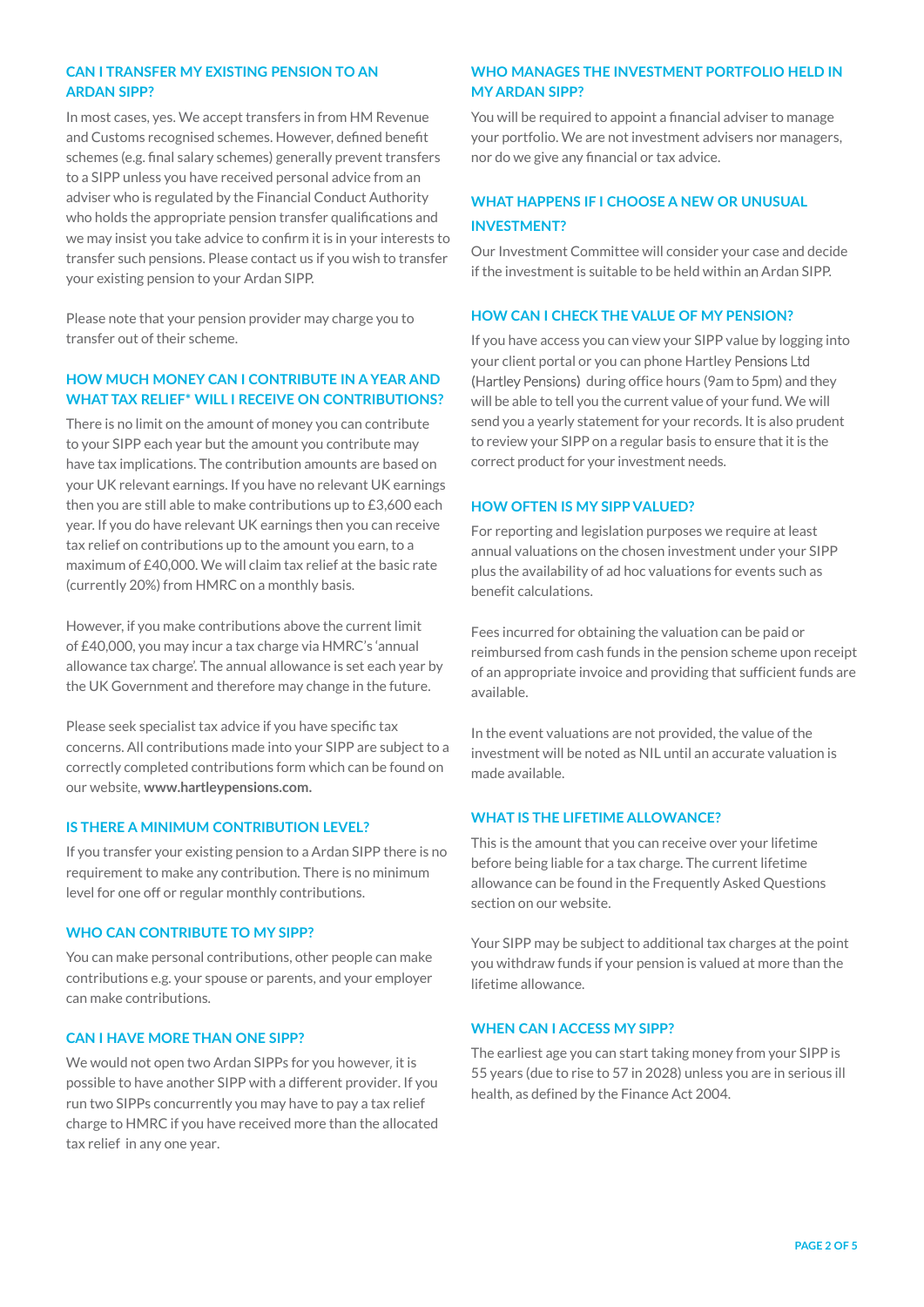## CAN I TRANSFER MY EXISTING PENSION TO AN ARDAN SIPP?

In most cases, yes. We accept transfers in from HM Revenue and Customs recognised schemes. However, defined benefit schemes (e.g. final salary schemes) generally prevent transfers to a SIPP unless you have received personal advice from an adviser who is regulated by the Financial Conduct Authority who holds the appropriate pension transfer qualifications and we may insist you take advice to confirm it is in your interests to transfer such pensions. Please contact us if you wish to transfer your existing pension to your Ardan SIPP.

Please note that your pension provider may charge you to transfer out of their scheme.

## HOW MUCH MONEY CAN I CONTRIBUTE IN A YEAR AND WHAT TAX RELIEF* WILL I RECEIVE ON CONTRIBUTIONS?

There is no limit on the amount of money you can contribute to your SIPP each year but the amount you contribute may have tax implications. The contribution amounts are based on your UK relevant earnings. If you have no relevant UK earnings then you are still able to make contributions up to £3,600 each year. If you do have relevant UK earnings then you can receive tax relief on contributions up to the amount you earn, to a maximum of £40,000. We will claim tax relief at the basic rate (currently 20%) from HMRC on a monthly basis.

However, if you make contributions above the current limit of £40,000, you may incur a tax charge via HMRC's 'annual allowance tax charge'. The annual allowance is set each year by the UK Government and therefore may change in the future.

Please seek specialist tax advice if you have specific tax concerns. All contributions made into your SIPP are subject to a correctly completed contributions form which can be found on our website, **www.hartleypensions.com.**

## IS THERE A MINIMUM CONTRIBUTION LEVEL?

If you transfer your existing pension to a Ardan SIPP there is no requirement to make any contribution. There is no minimum level for one off or regular monthly contributions.

## WHO CAN CONTRIBUTE TO MY SIPP?

You can make personal contributions, other people can make contributions e.g. your spouse or parents, and your employer can make contributions.

## CAN I HAVE MORE THAN ONE SIPP?

We would not open two Ardan SIPPs for you however, it is possible to have another SIPP with a different provider. If you run two SIPPs concurrently you may have to pay a tax relief charge to HMRC if you have received more than the allocated tax relief in any one year.

## WHO MANAGES THE INVESTMENT PORTFOLIO HELD IN MY ARDAN SIPP?

You will be required to appoint a financial adviser to manage your portfolio. We are not investment advisers nor managers, nor do we give any financial or tax advice.

## WHAT HAPPENS IF I CHOOSE A NEW OR UNUSUAL INVESTMENT?

Our Investment Committee will consider your case and decide if the investment is suitable to be held within an Ardan SIPP.

## HOW CAN I CHECK THE VALUE OF MY PENSION?

If you have access you can view your SIPP value by logging into your client portal or you can phone Hartley Pensions Ltd (Hartley Pensions) during office hours (9am to 5pm) and they will be able to tell you the current value of your fund. We will send you a yearly statement for your records. It is also prudent to review your SIPP on a regular basis to ensure that it is the correct product for your investment needs.

## HOW OFTEN IS MY SIPP VALUED?

For reporting and legislation purposes we require at least annual valuations on the chosen investment under your SIPP plus the availability of ad hoc valuations for events such as benefit calculations.

Fees incurred for obtaining the valuation can be paid or reimbursed from cash funds in the pension scheme upon receipt of an appropriate invoice and providing that sufficient funds are available.

In the event valuations are not provided, the value of the investment will be noted as NIL until an accurate valuation is made available.

## WHAT IS THE LIFETIME ALLOWANCE?

This is the amount that you can receive over your lifetime before being liable for a tax charge. The current lifetime allowance can be found in the Frequently Asked Questions section on our website.

Your SIPP may be subject to additional tax charges at the point you withdraw funds if your pension is valued at more than the lifetime allowance.

## WHEN CAN I ACCESS MY SIPP?

The earliest age you can start taking money from your SIPP is 55 years (due to rise to 57 in 2028) unless you are in serious ill health, as defined by the Finance Act 2004.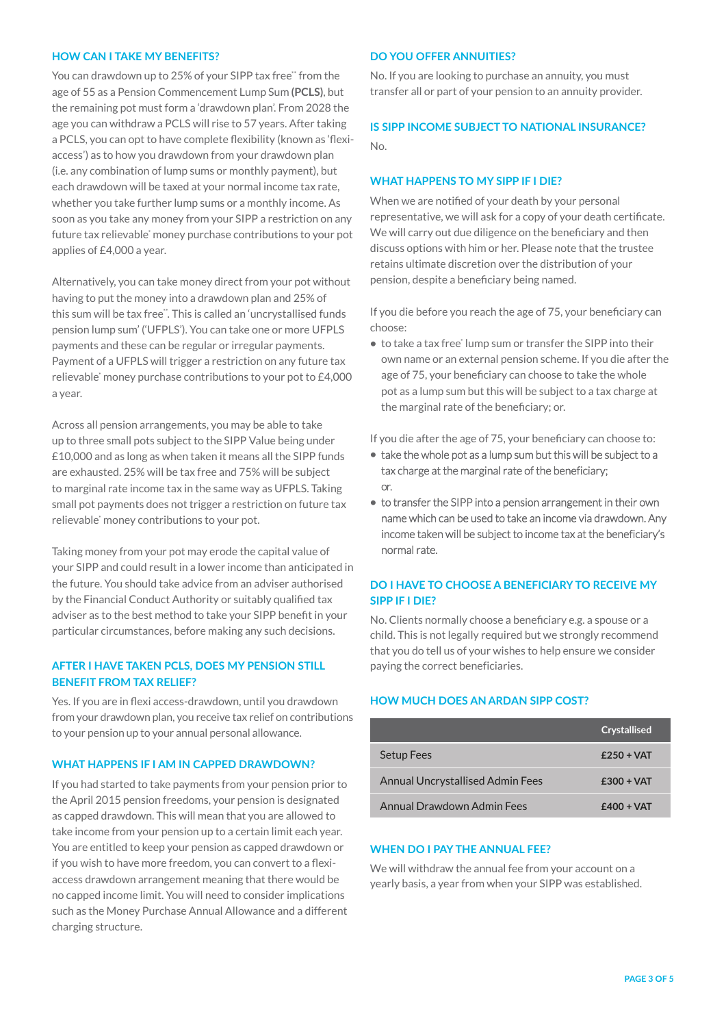## HOW CAN I TAKE MY BENEFITS?

You can drawdown up to 25% of your SIPP tax free** from the age of 55 as a Pension Commencement Lump Sum **(PCLS)**, but the remaining pot must form a 'drawdown plan'. From 2028 the age you can withdraw a PCLS will rise to 57 years. After taking a PCLS, you can opt to have complete flexibility (known as 'flexi-access') as to how you drawdown from your drawdown plan (i.e. any combination of lump sums or monthly payment), but each drawdown will be taxed at your normal income tax rate, whether you take further lump sums or a monthly income. As soon as you take any money from your SIPP a restriction on any future tax relievable* money purchase contributions to your pot applies of £4,000 a year.

Alternatively, you can take money direct from your pot without having to put the money into a drawdown plan and 25% of this sum will be tax free**. This is called an 'uncrystallised funds pension lump sum' ('UFPLS'). You can take one or more UFPLS payments and these can be regular or irregular payments. Payment of a UFPLS will trigger a restriction on any future tax relievable* money purchase contributions to your pot to £4,000 a year.

Across all pension arrangements, you may be able to take up to three small pots subject to the SIPP Value being under £10,000 and as long as when taken it means all the SIPP funds are exhausted. 25% will be tax free and 75% will be subject to marginal rate income tax in the same way as UFPLS. Taking small pot payments does not trigger a restriction on future tax relievable* money contributions to your pot.

Taking money from your pot may erode the capital value of your SIPP and could result in a lower income than anticipated in the future. You should take advice from an adviser authorised by the Financial Conduct Authority or suitably qualified tax adviser as to the best method to take your SIPP benefit in your particular circumstances, before making any such decisions.

## AFTER I HAVE TAKEN PCLS, DOES MY PENSION STILL BENEFIT FROM TAX RELIEF?

Yes. If you are in flexi access-drawdown, until you drawdown from your drawdown plan, you receive tax relief on contributions to your pension up to your annual personal allowance.

## WHAT HAPPENS IF I AM IN CAPPED DRAWDOWN?

If you had started to take payments from your pension prior to the April 2015 pension freedoms, your pension is designated as capped drawdown. This will mean that you are allowed to take income from your pension up to a certain limit each year. You are entitled to keep your pension as capped drawdown or if you wish to have more freedom, you can convert to a flexi-access drawdown arrangement meaning that there would be no capped income limit. You will need to consider implications such as the Money Purchase Annual Allowance and a different charging structure.

## DO YOU OFFER ANNUITIES?

No. If you are looking to purchase an annuity, you must transfer all or part of your pension to an annuity provider.

## IS SIPP INCOME SUBJECT TO NATIONAL INSURANCE?

No.

## WHAT HAPPENS TO MY SIPP IF I DIE?

When we are notified of your death by your personal representative, we will ask for a copy of your death certificate. We will carry out due diligence on the beneficiary and then discuss options with him or her. Please note that the trustee retains ultimate discretion over the distribution of your pension, despite a beneficiary being named.

If you die before you reach the age of 75, your beneficiary can choose:

- to take a tax free* lump sum or transfer the SIPP into their own name or an external pension scheme. If you die after the age of 75, your beneficiary can choose to take the whole pot as a lump sum but this will be subject to a tax charge at the marginal rate of the beneficiary; or.

If you die after the age of 75, your beneficiary can choose to:

- take the whole pot as a lump sum but this will be subject to a tax charge at the marginal rate of the beneficiary;
  or.
- to transfer the SIPP into a pension arrangement in their own name which can be used to take an income via drawdown. Any income taken will be subject to income tax at the beneficiary's normal rate.

## DO I HAVE TO CHOOSE A BENEFICIARY TO RECEIVE MY SIPP IF I DIE?

No. Clients normally choose a beneficiary e.g. a spouse or a child. This is not legally required but we strongly recommend that you do tell us of your wishes to help ensure we consider paying the correct beneficiaries.

## HOW MUCH DOES AN ARDAN SIPP COST?

| | Crystallised |
|---|---|
| Setup Fees | £250 + VAT |
| Annual Uncrystallised Admin Fees | £300 + VAT |
| Annual Drawdown Admin Fees | £400 + VAT |

## WHEN DO I PAY THE ANNUAL FEE?

We will withdraw the annual fee from your account on a yearly basis, a year from when your SIPP was established.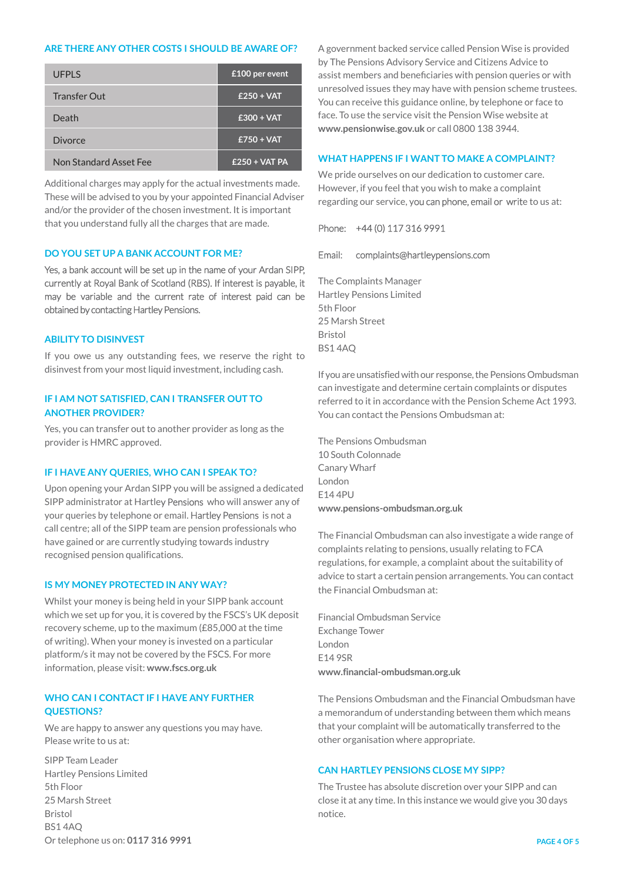## ARE THERE ANY OTHER COSTS I SHOULD BE AWARE OF?

| | |
|---|---|
| UFPLS | £100 per event |
| Transfer Out | £250 + VAT |
| Death | £300 + VAT |
| Divorce | £750 + VAT |
| Non Standard Asset Fee | £250 + VAT PA |

Additional charges may apply for the actual investments made. These will be advised to you by your appointed Financial Adviser and/or the provider of the chosen investment. It is important that you understand fully all the charges that are made.

## DO YOU SET UP A BANK ACCOUNT FOR ME?

Yes, a bank account will be set up in the name of your Ardan SIPP, currently at Royal Bank of Scotland (RBS). If interest is payable, it may be variable and the current rate of interest paid can be obtained by contacting Hartley Pensions.

## ABILITY TO DISINVEST

If you owe us any outstanding fees, we reserve the right to disinvest from your most liquid investment, including cash.

## IF I AM NOT SATISFIED, CAN I TRANSFER OUT TO ANOTHER PROVIDER?

Yes, you can transfer out to another provider as long as the provider is HMRC approved.

## IF I HAVE ANY QUERIES, WHO CAN I SPEAK TO?

Upon opening your Ardan SIPP you will be assigned a dedicated SIPP administrator at Hartley Pensions who will answer any of your queries by telephone or email. Hartley Pensions is not a call centre; all of the SIPP team are pension professionals who have gained or are currently studying towards industry recognised pension qualifications.

## IS MY MONEY PROTECTED IN ANY WAY?

Whilst your money is being held in your SIPP bank account which we set up for you, it is covered by the FSCS's UK deposit recovery scheme, up to the maximum (£85,000 at the time of writing). When your money is invested on a particular platform/s it may not be covered by the FSCS. For more information, please visit: **www.fscs.org.uk**

## WHO CAN I CONTACT IF I HAVE ANY FURTHER QUESTIONS?

We are happy to answer any questions you may have. Please write to us at:

SIPP Team Leader
Hartley Pensions Limited
5th Floor
25 Marsh Street
Bristol
BS1 4AQ
Or telephone us on: **0117 316 9991**

A government backed service called Pension Wise is provided by The Pensions Advisory Service and Citizens Advice to assist members and beneficiaries with pension queries or with unresolved issues they may have with pension scheme trustees. You can receive this guidance online, by telephone or face to face. To use the service visit the Pension Wise website at **www.pensionwise.gov.uk** or call 0800 138 3944.

## WHAT HAPPENS IF I WANT TO MAKE A COMPLAINT?

We pride ourselves on our dedication to customer care. However, if you feel that you wish to make a complaint regarding our service, you can phone, email or write to us at:

Phone: +44 (0) 117 316 9991

Email: complaints@hartleypensions.com

The Complaints Manager
Hartley Pensions Limited
5th Floor
25 Marsh Street
Bristol
BS1 4AQ

If you are unsatisfied with our response, the Pensions Ombudsman can investigate and determine certain complaints or disputes referred to it in accordance with the Pension Scheme Act 1993. You can contact the Pensions Ombudsman at:

The Pensions Ombudsman
10 South Colonnade
Canary Wharf
London
E14 4PU
**www.pensions-ombudsman.org.uk**

The Financial Ombudsman can also investigate a wide range of complaints relating to pensions, usually relating to FCA regulations, for example, a complaint about the suitability of advice to start a certain pension arrangements. You can contact the Financial Ombudsman at:

Financial Ombudsman Service
Exchange Tower
London
E14 9SR
**www.financial-ombudsman.org.uk**

The Pensions Ombudsman and the Financial Ombudsman have a memorandum of understanding between them which means that your complaint will be automatically transferred to the other organisation where appropriate.

## CAN HARTLEY PENSIONS CLOSE MY SIPP?

The Trustee has absolute discretion over your SIPP and can close it at any time. In this instance we would give you 30 days notice.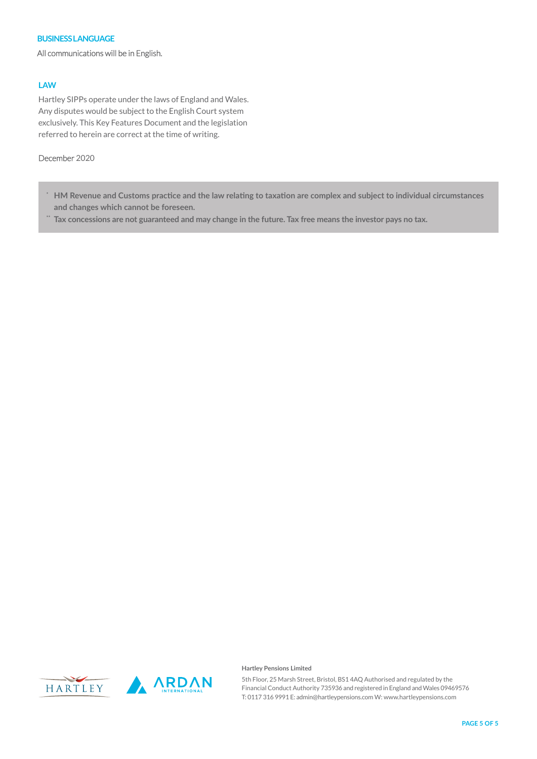## BUSINESS LANGUAGE

All communications will be in English.

## LAW

Hartley SIPPs operate under the laws of England and Wales. Any disputes would be subject to the English Court system exclusively. This Key Features Document and the legislation referred to herein are correct at the time of writing.

December 2020

\* **HM Revenue and Customs practice and the law relating to taxation are complex and subject to individual circumstances and changes which cannot be foreseen.**

\*\* **Tax concessions are not guaranteed and may change in the future. Tax free means the investor pays no tax.**

**Hartley Pensions Limited**

5th Floor, 25 Marsh Street, Bristol, BS1 4AQ Authorised and regulated by the Financial Conduct Authority 735936 and registered in England and Wales 09469576
T: 0117 316 9991 E: admin@hartleypensions.com W: www.hartleypensions.com